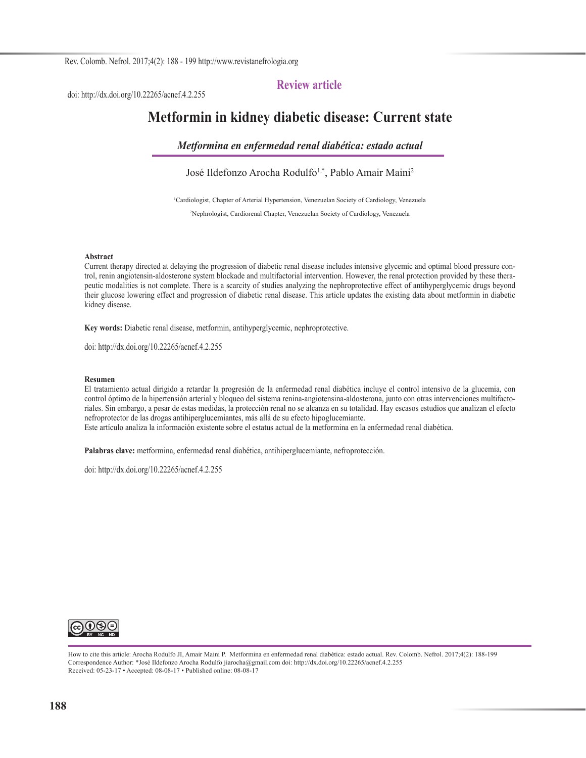doi: http://dx.doi.org/10.22265/acnef.4.2.255

**Review article**

# Metformin in kidney diabetic disease: Current state

***Metformina en enfermedad renal diabética: estado actual***

José Ildefonzo Arocha Rodulfo[1,*], Pablo Amair Maini[2]

[1]Cardiologist, Chapter of Arterial Hypertension, Venezuelan Society of Cardiology, Venezuela

[2]Nephrologist, Cardiorenal Chapter, Venezuelan Society of Cardiology, Venezuela

**Abstract**

Current therapy directed at delaying the progression of diabetic renal disease includes intensive glycemic and optimal blood pressure control, renin angiotensin-aldosterone system blockade and multifactorial intervention. However, the renal protection provided by these therapeutic modalities is not complete. There is a scarcity of studies analyzing the nephroprotective effect of antihyperglycemic drugs beyond their glucose lowering effect and progression of diabetic renal disease. This article updates the existing data about metformin in diabetic kidney disease.

**Key words:** Diabetic renal disease, metformin, antihyperglycemic, nephroprotective.

doi: http://dx.doi.org/10.22265/acnef.4.2.255

**Resumen**

El tratamiento actual dirigido a retardar la progresión de la enfermedad renal diabética incluye el control intensivo de la glucemia, con control óptimo de la hipertensión arterial y bloqueo del sistema renina-angiotensina-aldosterona, junto con otras intervenciones multifactoriales. Sin embargo, a pesar de estas medidas, la protección renal no se alcanza en su totalidad. Hay escasos estudios que analizan el efecto nefroprotector de las drogas antihiperglucemiantes, más allá de su efecto hipoglucemiante.
Este artículo analiza la información existente sobre el estatus actual de la metformina en la enfermedad renal diabética.

**Palabras clave:** metformina, enfermedad renal diabética, antihiperglucemiante, nefroprotección.

doi: http://dx.doi.org/10.22265/acnef.4.2.255

How to cite this article: Arocha Rodulfo JI, Amair Maini P. Metformina en enfermedad renal diabética: estado actual. Rev. Colomb. Nefrol. 2017;4(2): 188-199
Correspondence Author: *José Ildefonzo Arocha Rodulfo jiarocha@gmail.com doi: http://dx.doi.org/10.22265/acnef.4.2.255
Received: 05-23-17 • Accepted: 08-08-17 • Published online: 08-08-17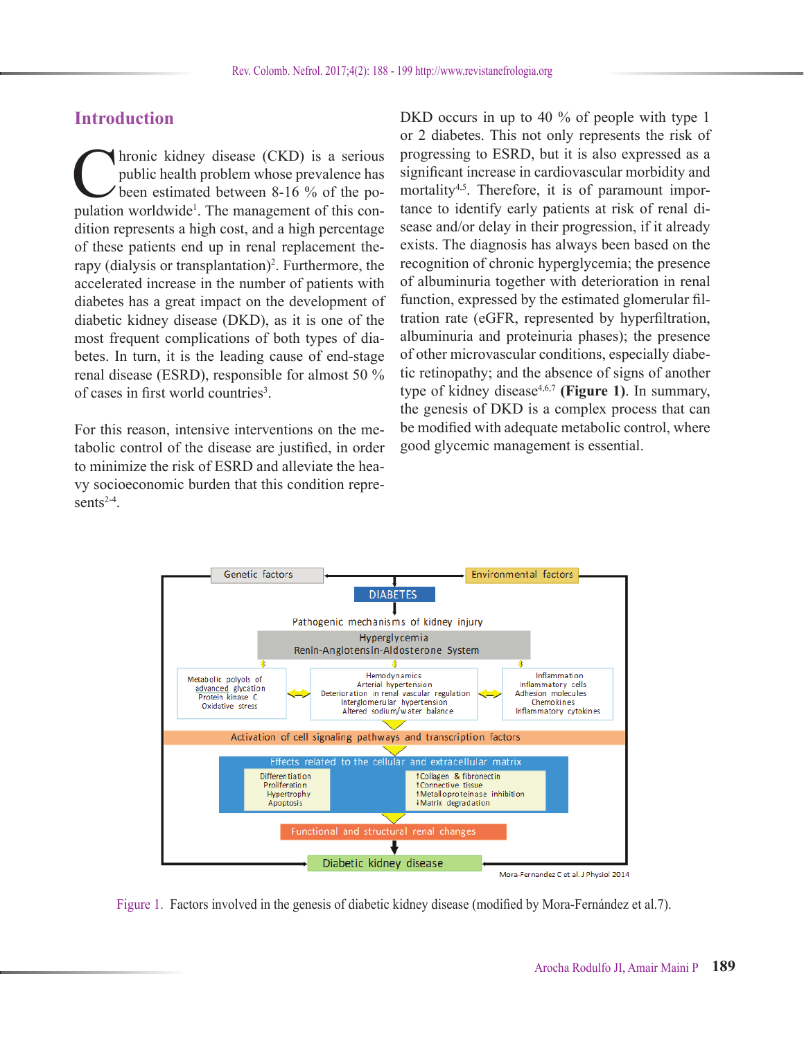## Introduction

Chronic kidney disease (CKD) is a serious public health problem whose prevalence has been estimated between 8-16 % of the population worldwide[1]. The management of this condition represents a high cost, and a high percentage of these patients end up in renal replacement therapy (dialysis or transplantation)[2]. Furthermore, the accelerated increase in the number of patients with diabetes has a great impact on the development of diabetic kidney disease (DKD), as it is one of the most frequent complications of both types of diabetes. In turn, it is the leading cause of end-stage renal disease (ESRD), responsible for almost 50 % of cases in first world countries[3].

For this reason, intensive interventions on the metabolic control of the disease are justified, in order to minimize the risk of ESRD and alleviate the heavy socioeconomic burden that this condition represents[2-4].

DKD occurs in up to 40 % of people with type 1 or 2 diabetes. This not only represents the risk of progressing to ESRD, but it is also expressed as a significant increase in cardiovascular morbidity and mortality[4,5]. Therefore, it is of paramount importance to identify early patients at risk of renal disease and/or delay in their progression, if it already exists. The diagnosis has always been based on the recognition of chronic hyperglycemia; the presence of albuminuria together with deterioration in renal function, expressed by the estimated glomerular filtration rate (eGFR, represented by hyperfiltration, albuminuria and proteinuria phases); the presence of other microvascular conditions, especially diabetic retinopathy; and the absence of signs of another type of kidney disease[4,6,7] **(Figure 1)**. In summary, the genesis of DKD is a complex process that can be modified with adequate metabolic control, where good glycemic management is essential.

Figure 1. Factors involved in the genesis of diabetic kidney disease (modified by Mora-Fernández et al.7).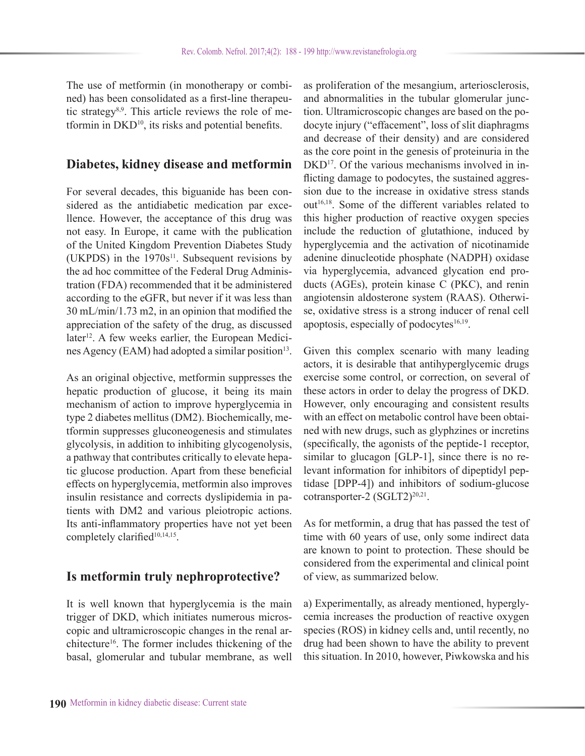The use of metformin (in monotherapy or combined) has been consolidated as a first-line therapeutic strategy[8,9]. This article reviews the role of metformin in DKD[10], its risks and potential benefits.

## Diabetes, kidney disease and metformin

For several decades, this biguanide has been considered as the antidiabetic medication par excellence. However, the acceptance of this drug was not easy. In Europe, it came with the publication of the United Kingdom Prevention Diabetes Study (UKPDS) in the 1970s[11]. Subsequent revisions by the ad hoc committee of the Federal Drug Administration (FDA) recommended that it be administered according to the eGFR, but never if it was less than 30 mL/min/1.73 m2, in an opinion that modified the appreciation of the safety of the drug, as discussed later[12]. A few weeks earlier, the European Medicines Agency (EAM) had adopted a similar position[13].

As an original objective, metformin suppresses the hepatic production of glucose, it being its main mechanism of action to improve hyperglycemia in type 2 diabetes mellitus (DM2). Biochemically, metformin suppresses gluconeogenesis and stimulates glycolysis, in addition to inhibiting glycogenolysis, a pathway that contributes critically to elevate hepatic glucose production. Apart from these beneficial effects on hyperglycemia, metformin also improves insulin resistance and corrects dyslipidemia in patients with DM2 and various pleiotropic actions. Its anti-inflammatory properties have not yet been completely clarified[10,14,15].

## Is metformin truly nephroprotective?

It is well known that hyperglycemia is the main trigger of DKD, which initiates numerous microscopic and ultramicroscopic changes in the renal architecture[16]. The former includes thickening of the basal, glomerular and tubular membrane, as well as proliferation of the mesangium, arteriosclerosis, and abnormalities in the tubular glomerular junction. Ultramicroscopic changes are based on the podocyte injury ("effacement", loss of slit diaphragms and decrease of their density) and are considered as the core point in the genesis of proteinuria in the DKD[17]. Of the various mechanisms involved in inflicting damage to podocytes, the sustained aggression due to the increase in oxidative stress stands out[16,18]. Some of the different variables related to this higher production of reactive oxygen species include the reduction of glutathione, induced by hyperglycemia and the activation of nicotinamide adenine dinucleotide phosphate (NADPH) oxidase via hyperglycemia, advanced glycation end products (AGEs), protein kinase C (PKC), and renin angiotensin aldosterone system (RAAS). Otherwise, oxidative stress is a strong inducer of renal cell apoptosis, especially of podocytes[16,19].

Given this complex scenario with many leading actors, it is desirable that antihyperglycemic drugs exercise some control, or correction, on several of these actors in order to delay the progress of DKD. However, only encouraging and consistent results with an effect on metabolic control have been obtained with new drugs, such as glyphzines or incretins (specifically, the agonists of the peptide-1 receptor, similar to glucagon [GLP-1], since there is no relevant information for inhibitors of dipeptidyl peptidase [DPP-4]) and inhibitors of sodium-glucose cotransporter-2 (SGLT2)[20,21].

As for metformin, a drug that has passed the test of time with 60 years of use, only some indirect data are known to point to protection. These should be considered from the experimental and clinical point of view, as summarized below.

a) Experimentally, as already mentioned, hyperglycemia increases the production of reactive oxygen species (ROS) in kidney cells and, until recently, no drug had been shown to have the ability to prevent this situation. In 2010, however, Piwkowska and his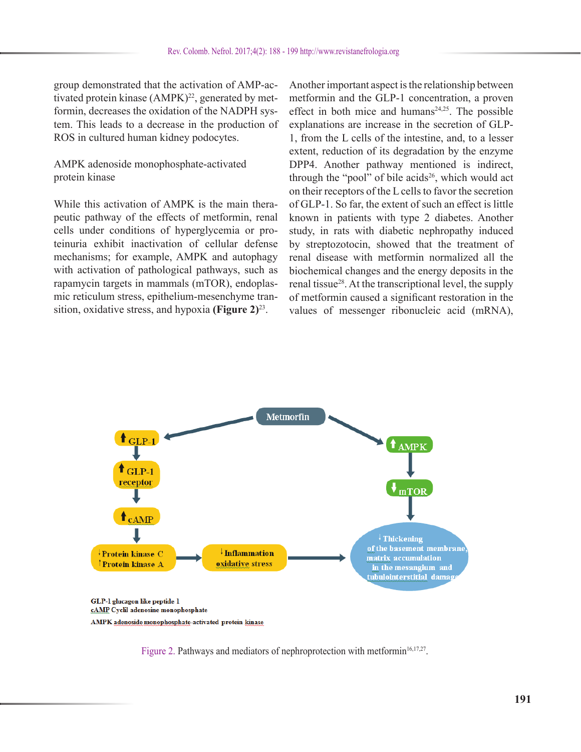group demonstrated that the activation of AMP-activated protein kinase (AMPK)[22], generated by metformin, decreases the oxidation of the NADPH system. This leads to a decrease in the production of ROS in cultured human kidney podocytes.

AMPK adenoside monophosphate-activated protein kinase

While this activation of AMPK is the main therapeutic pathway of the effects of metformin, renal cells under conditions of hyperglycemia or proteinuria exhibit inactivation of cellular defense mechanisms; for example, AMPK and autophagy with activation of pathological pathways, such as rapamycin targets in mammals (mTOR), endoplasmic reticulum stress, epithelium-mesenchyme transition, oxidative stress, and hypoxia **(Figure 2)**[23].

Another important aspect is the relationship between metformin and the GLP-1 concentration, a proven effect in both mice and humans[24,25]. The possible explanations are increase in the secretion of GLP-1, from the L cells of the intestine, and, to a lesser extent, reduction of its degradation by the enzyme DPP4. Another pathway mentioned is indirect, through the "pool" of bile acids[26], which would act on their receptors of the L cells to favor the secretion of GLP-1. So far, the extent of such an effect is little known in patients with type 2 diabetes. Another study, in rats with diabetic nephropathy induced by streptozotocin, showed that the treatment of renal disease with metformin normalized all the biochemical changes and the energy deposits in the renal tissue[28]. At the transcriptional level, the supply of metformin caused a significant restoration in the values of messenger ribonucleic acid (mRNA),

Metmorfin

↑GLP-1 → ↑GLP-1 receptor → ↑cAMP → ↓Protein kinase C ↑Protein kinase A → ↓Inflammation oxidative stress

↑AMPK → ↓mTOR → ↓Thickening of the basement membrane, matrix accumulation in the mesangium and tubulointerstitial damage

GLP-1 glucagon like peptide 1
cAMP Cyclil adenosine monophosphate
AMPK adenoside monophosphate-activated protein kinase

Figure 2. Pathways and mediators of nephroprotection with metformin[16,17,27].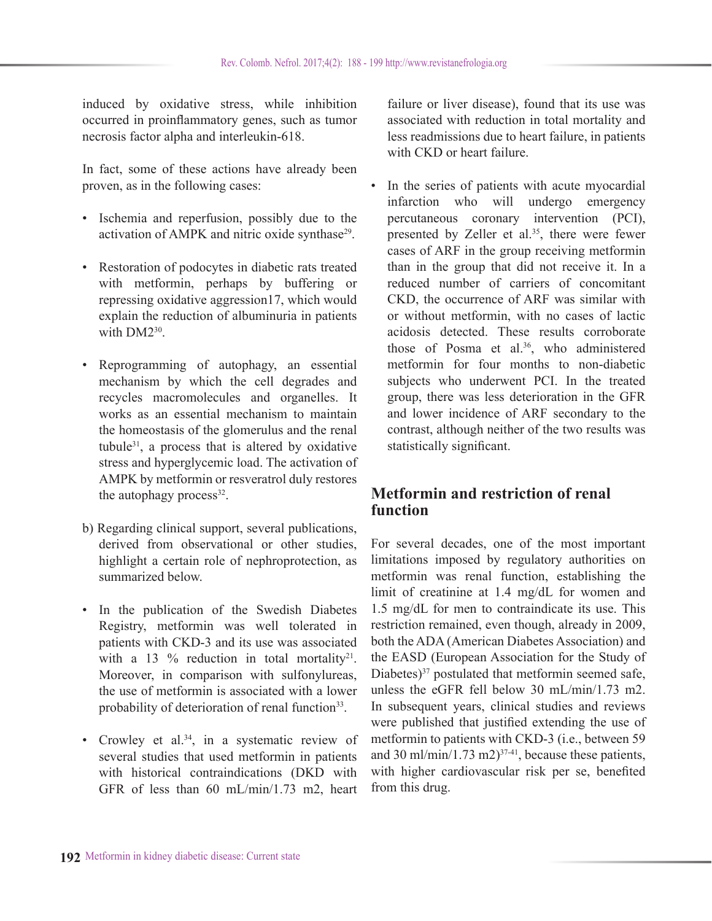induced by oxidative stress, while inhibition occurred in proinflammatory genes, such as tumor necrosis factor alpha and interleukin-618.

In fact, some of these actions have already been proven, as in the following cases:

- Ischemia and reperfusion, possibly due to the activation of AMPK and nitric oxide synthase[29].
- Restoration of podocytes in diabetic rats treated with metformin, perhaps by buffering or repressing oxidative aggression17, which would explain the reduction of albuminuria in patients with DM2[30].
- Reprogramming of autophagy, an essential mechanism by which the cell degrades and recycles macromolecules and organelles. It works as an essential mechanism to maintain the homeostasis of the glomerulus and the renal tubule[31], a process that is altered by oxidative stress and hyperglycemic load. The activation of AMPK by metformin or resveratrol duly restores the autophagy process[32].

b) Regarding clinical support, several publications, derived from observational or other studies, highlight a certain role of nephroprotection, as summarized below.

- In the publication of the Swedish Diabetes Registry, metformin was well tolerated in patients with CKD-3 and its use was associated with a 13 % reduction in total mortality[21]. Moreover, in comparison with sulfonylureas, the use of metformin is associated with a lower probability of deterioration of renal function[33].
- Crowley et al.[34], in a systematic review of several studies that used metformin in patients with historical contraindications (DKD with GFR of less than 60 mL/min/1.73 m2, heart failure or liver disease), found that its use was associated with reduction in total mortality and less readmissions due to heart failure, in patients with CKD or heart failure.
- In the series of patients with acute myocardial infarction who will undergo emergency percutaneous coronary intervention (PCI), presented by Zeller et al.[35], there were fewer cases of ARF in the group receiving metformin than in the group that did not receive it. In a reduced number of carriers of concomitant CKD, the occurrence of ARF was similar with or without metformin, with no cases of lactic acidosis detected. These results corroborate those of Posma et al.[36], who administered metformin for four months to non-diabetic subjects who underwent PCI. In the treated group, there was less deterioration in the GFR and lower incidence of ARF secondary to the contrast, although neither of the two results was statistically significant.

## Metformin and restriction of renal function

For several decades, one of the most important limitations imposed by regulatory authorities on metformin was renal function, establishing the limit of creatinine at 1.4 mg/dL for women and 1.5 mg/dL for men to contraindicate its use. This restriction remained, even though, already in 2009, both the ADA (American Diabetes Association) and the EASD (European Association for the Study of Diabetes)[37] postulated that metformin seemed safe, unless the eGFR fell below 30 mL/min/1.73 m2. In subsequent years, clinical studies and reviews were published that justified extending the use of metformin to patients with CKD-3 (i.e., between 59 and 30 ml/min/1.73 m2)[37-41], because these patients, with higher cardiovascular risk per se, benefited from this drug.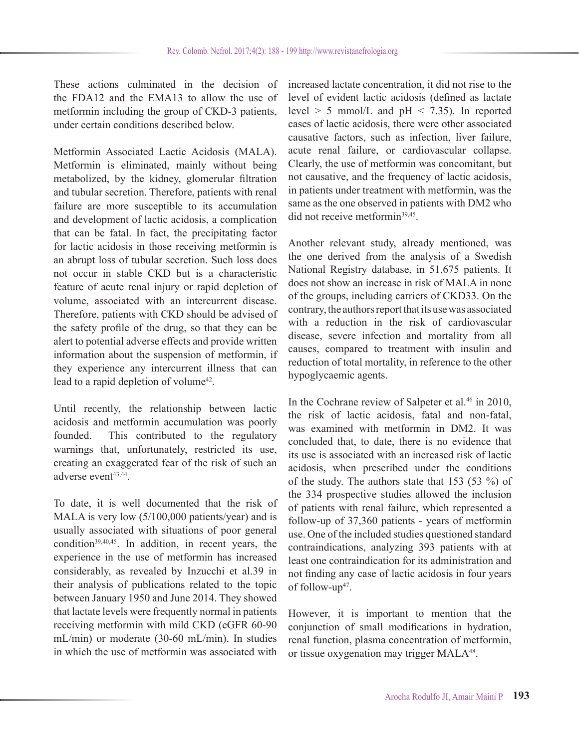These actions culminated in the decision of the FDA12 and the EMA13 to allow the use of metformin including the group of CKD-3 patients, under certain conditions described below.

Metformin Associated Lactic Acidosis (MALA). Metformin is eliminated, mainly without being metabolized, by the kidney, glomerular filtration and tubular secretion. Therefore, patients with renal failure are more susceptible to its accumulation and development of lactic acidosis, a complication that can be fatal. In fact, the precipitating factor for lactic acidosis in those receiving metformin is an abrupt loss of tubular secretion. Such loss does not occur in stable CKD but is a characteristic feature of acute renal injury or rapid depletion of volume, associated with an intercurrent disease. Therefore, patients with CKD should be advised of the safety profile of the drug, so that they can be alert to potential adverse effects and provide written information about the suspension of metformin, if they experience any intercurrent illness that can lead to a rapid depletion of volume[42].

Until recently, the relationship between lactic acidosis and metformin accumulation was poorly founded. This contributed to the regulatory warnings that, unfortunately, restricted its use, creating an exaggerated fear of the risk of such an adverse event[43,44].

To date, it is well documented that the risk of MALA is very low (5/100,000 patients/year) and is usually associated with situations of poor general condition[39,40,45]. In addition, in recent years, the experience in the use of metformin has increased considerably, as revealed by Inzucchi et al.39 in their analysis of publications related to the topic between January 1950 and June 2014. They showed that lactate levels were frequently normal in patients receiving metformin with mild CKD (eGFR 60-90 mL/min) or moderate (30-60 mL/min). In studies in which the use of metformin was associated with increased lactate concentration, it did not rise to the level of evident lactic acidosis (defined as lactate level > 5 mmol/L and pH < 7.35). In reported cases of lactic acidosis, there were other associated causative factors, such as infection, liver failure, acute renal failure, or cardiovascular collapse. Clearly, the use of metformin was concomitant, but not causative, and the frequency of lactic acidosis, in patients under treatment with metformin, was the same as the one observed in patients with DM2 who did not receive metformin[39,45].

Another relevant study, already mentioned, was the one derived from the analysis of a Swedish National Registry database, in 51,675 patients. It does not show an increase in risk of MALA in none of the groups, including carriers of CKD33. On the contrary, the authors report that its use was associated with a reduction in the risk of cardiovascular disease, severe infection and mortality from all causes, compared to treatment with insulin and reduction of total mortality, in reference to the other hypoglycaemic agents.

In the Cochrane review of Salpeter et al.[46] in 2010, the risk of lactic acidosis, fatal and non-fatal, was examined with metformin in DM2. It was concluded that, to date, there is no evidence that its use is associated with an increased risk of lactic acidosis, when prescribed under the conditions of the study. The authors state that 153 (53 %) of the 334 prospective studies allowed the inclusion of patients with renal failure, which represented a follow-up of 37,360 patients - years of metformin use. One of the included studies questioned standard contraindications, analyzing 393 patients with at least one contraindication for its administration and not finding any case of lactic acidosis in four years of follow-up[47].

However, it is important to mention that the conjunction of small modifications in hydration, renal function, plasma concentration of metformin, or tissue oxygenation may trigger MALA[48].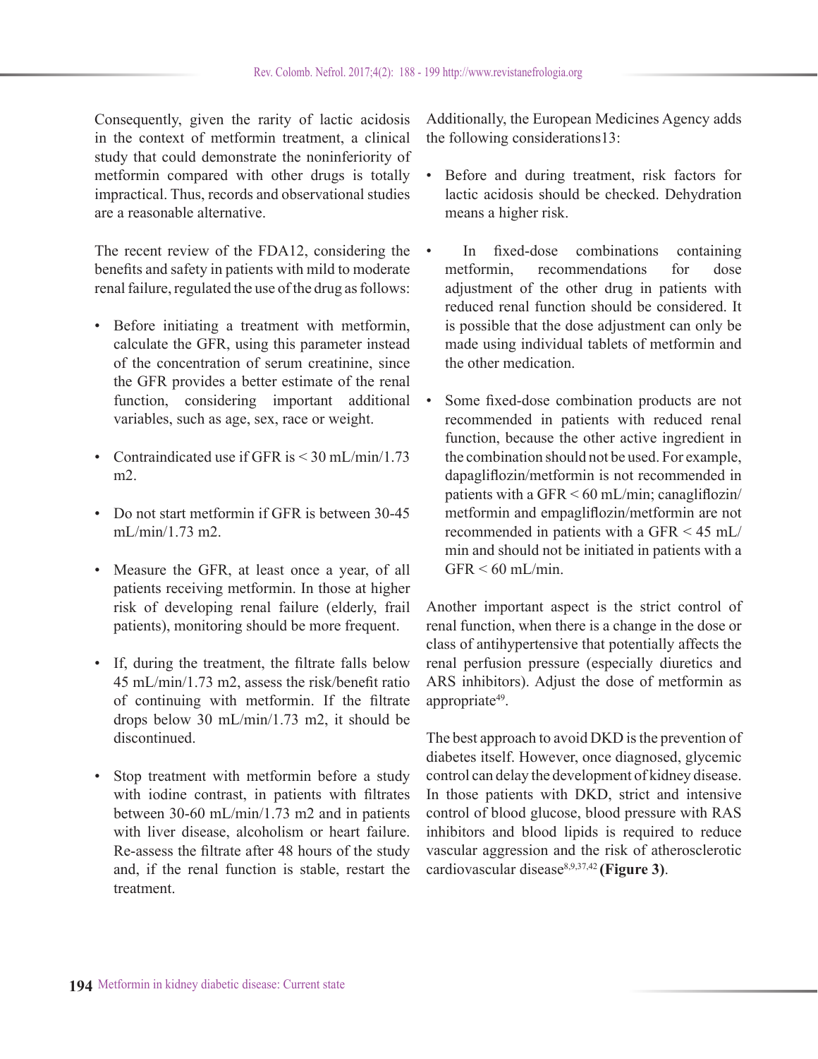Consequently, given the rarity of lactic acidosis in the context of metformin treatment, a clinical study that could demonstrate the noninferiority of metformin compared with other drugs is totally impractical. Thus, records and observational studies are a reasonable alternative.

The recent review of the FDA12, considering the benefits and safety in patients with mild to moderate renal failure, regulated the use of the drug as follows:

- Before initiating a treatment with metformin, calculate the GFR, using this parameter instead of the concentration of serum creatinine, since the GFR provides a better estimate of the renal function, considering important additional variables, such as age, sex, race or weight.
- Contraindicated use if GFR is < 30 mL/min/1.73 m2.
- Do not start metformin if GFR is between 30-45 mL/min/1.73 m2.
- Measure the GFR, at least once a year, of all patients receiving metformin. In those at higher risk of developing renal failure (elderly, frail patients), monitoring should be more frequent.
- If, during the treatment, the filtrate falls below 45 mL/min/1.73 m2, assess the risk/benefit ratio of continuing with metformin. If the filtrate drops below 30 mL/min/1.73 m2, it should be discontinued.
- Stop treatment with metformin before a study with iodine contrast, in patients with filtrates between 30-60 mL/min/1.73 m2 and in patients with liver disease, alcoholism or heart failure. Re-assess the filtrate after 48 hours of the study and, if the renal function is stable, restart the treatment.

Additionally, the European Medicines Agency adds the following considerations13:

- Before and during treatment, risk factors for lactic acidosis should be checked. Dehydration means a higher risk.
- In fixed-dose combinations containing metformin, recommendations for dose adjustment of the other drug in patients with reduced renal function should be considered. It is possible that the dose adjustment can only be made using individual tablets of metformin and the other medication.
- Some fixed-dose combination products are not recommended in patients with reduced renal function, because the other active ingredient in the combination should not be used. For example, dapagliflozin/metformin is not recommended in patients with a GFR < 60 mL/min; canagliflozin/metformin and empagliflozin/metformin are not recommended in patients with a GFR < 45 mL/min and should not be initiated in patients with a GFR < 60 mL/min.

Another important aspect is the strict control of renal function, when there is a change in the dose or class of antihypertensive that potentially affects the renal perfusion pressure (especially diuretics and ARS inhibitors). Adjust the dose of metformin as appropriate[49].

The best approach to avoid DKD is the prevention of diabetes itself. However, once diagnosed, glycemic control can delay the development of kidney disease. In those patients with DKD, strict and intensive control of blood glucose, blood pressure with RAS inhibitors and blood lipids is required to reduce vascular aggression and the risk of atherosclerotic cardiovascular disease[8,9,37,42] **(Figure 3)**.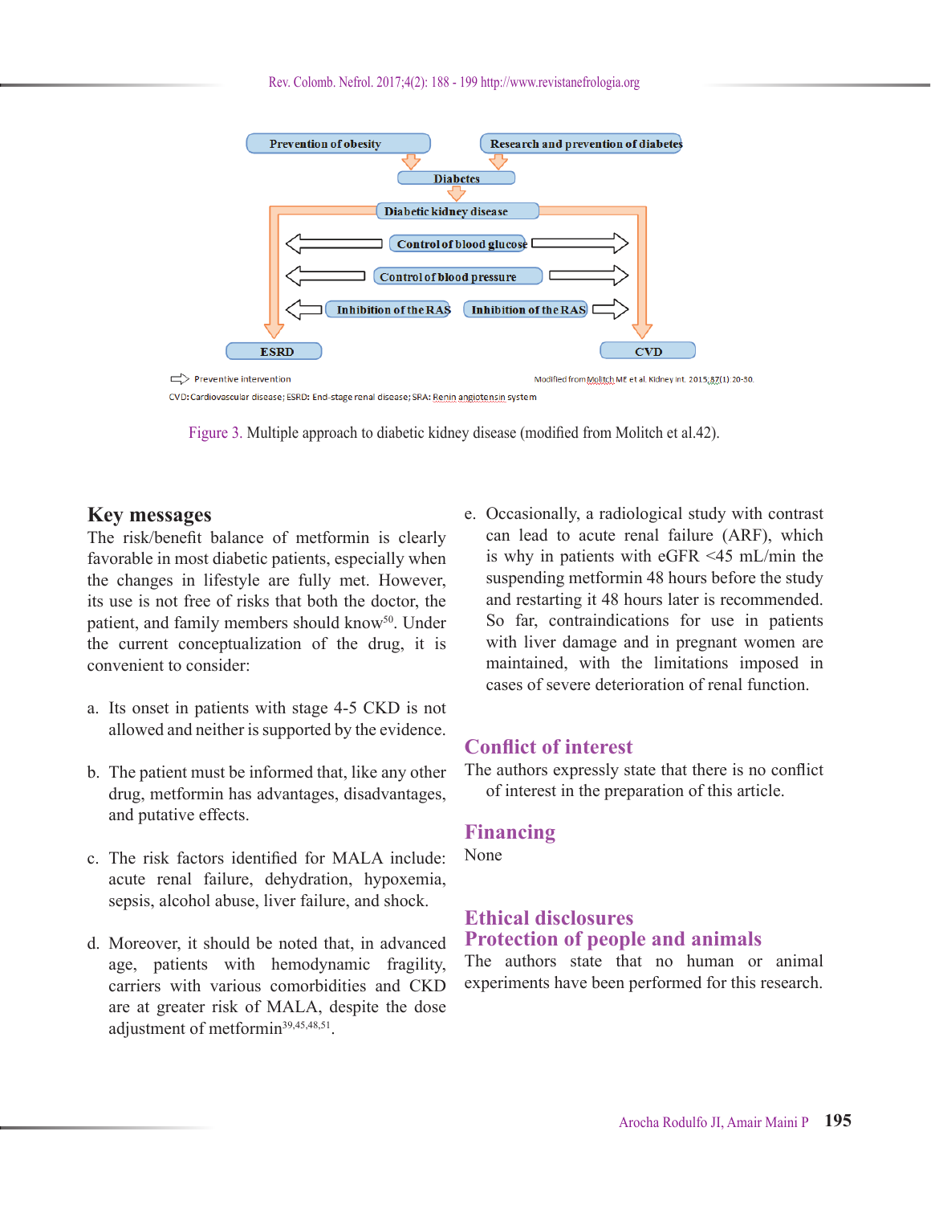Prevention of obesity

Research and prevention of diabetes

Diabetes

Diabetic kidney disease

Control of blood glucose

Control of blood pressure

Inhibition of the RAS

Inhibition of the RAS

ESRD

CVD

⇨ Preventive intervention

Modified from Molitch ME et al. Kidney Int. 2015;87(1):20-30.

CVD: Cardiovascular disease; ESRD: End-stage renal disease; SRA: Renin angiotensin system

Figure 3. Multiple approach to diabetic kidney disease (modified from Molitch et al.42).

## Key messages

The risk/benefit balance of metformin is clearly favorable in most diabetic patients, especially when the changes in lifestyle are fully met. However, its use is not free of risks that both the doctor, the patient, and family members should know[50]. Under the current conceptualization of the drug, it is convenient to consider:

a. Its onset in patients with stage 4-5 CKD is not allowed and neither is supported by the evidence.

b. The patient must be informed that, like any other drug, metformin has advantages, disadvantages, and putative effects.

c. The risk factors identified for MALA include: acute renal failure, dehydration, hypoxemia, sepsis, alcohol abuse, liver failure, and shock.

d. Moreover, it should be noted that, in advanced age, patients with hemodynamic fragility, carriers with various comorbidities and CKD are at greater risk of MALA, despite the dose adjustment of metformin[39,45,48,51].

e. Occasionally, a radiological study with contrast can lead to acute renal failure (ARF), which is why in patients with eGFR <45 mL/min the suspending metformin 48 hours before the study and restarting it 48 hours later is recommended. So far, contraindications for use in patients with liver damage and in pregnant women are maintained, with the limitations imposed in cases of severe deterioration of renal function.

## Conflict of interest

The authors expressly state that there is no conflict of interest in the preparation of this article.

## Financing

None

## Ethical disclosures

### Protection of people and animals

The authors state that no human or animal experiments have been performed for this research.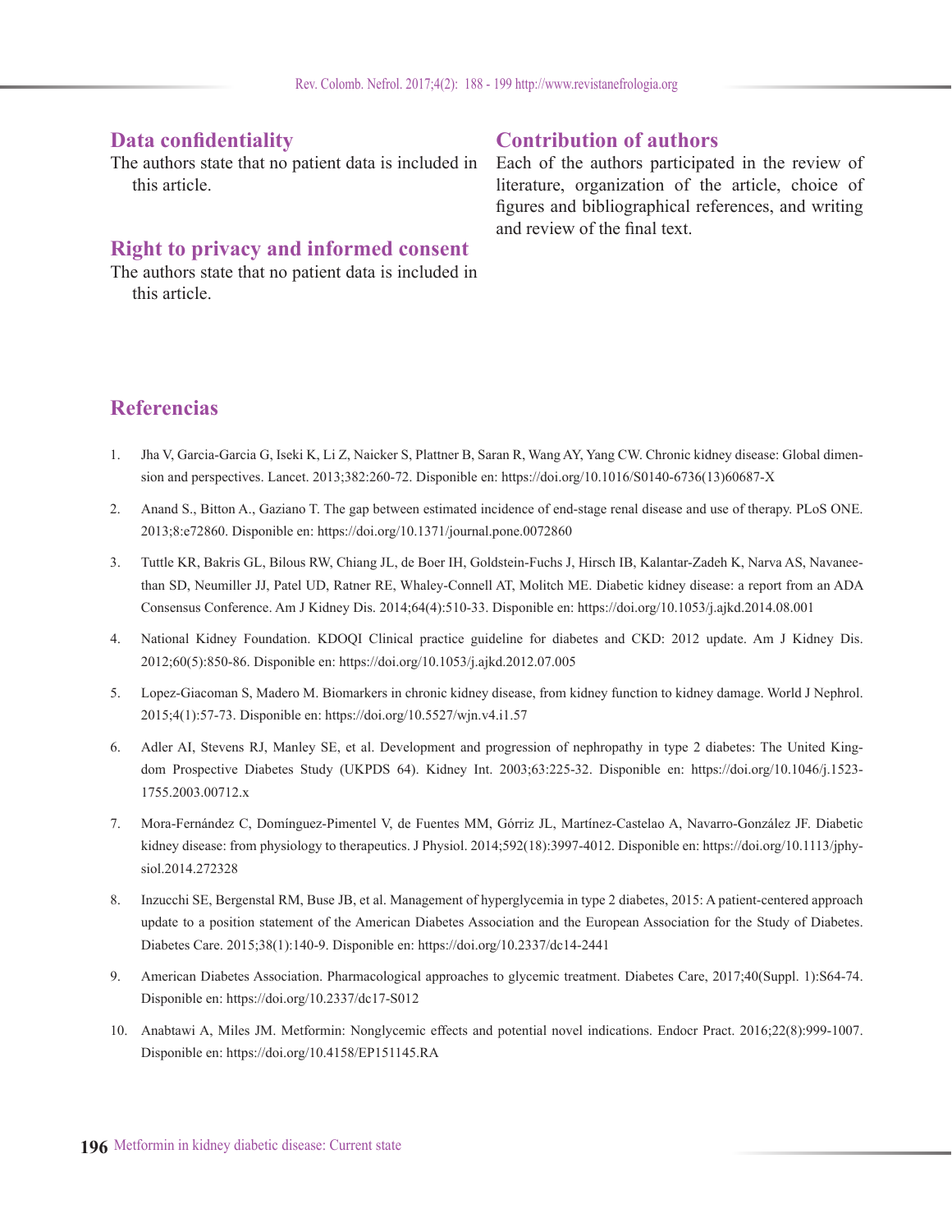## Data confidentiality

The authors state that no patient data is included in this article.

## Right to privacy and informed consent

The authors state that no patient data is included in this article.

## Contribution of authors

Each of the authors participated in the review of literature, organization of the article, choice of figures and bibliographical references, and writing and review of the final text.

## Referencias

1. Jha V, Garcia-Garcia G, Iseki K, Li Z, Naicker S, Plattner B, Saran R, Wang AY, Yang CW. Chronic kidney disease: Global dimension and perspectives. Lancet. 2013;382:260-72. Disponible en: https://doi.org/10.1016/S0140-6736(13)60687-X
2. Anand S., Bitton A., Gaziano T. The gap between estimated incidence of end-stage renal disease and use of therapy. PLoS ONE. 2013;8:e72860. Disponible en: https://doi.org/10.1371/journal.pone.0072860
3. Tuttle KR, Bakris GL, Bilous RW, Chiang JL, de Boer IH, Goldstein-Fuchs J, Hirsch IB, Kalantar-Zadeh K, Narva AS, Navaneethan SD, Neumiller JJ, Patel UD, Ratner RE, Whaley-Connell AT, Molitch ME. Diabetic kidney disease: a report from an ADA Consensus Conference. Am J Kidney Dis. 2014;64(4):510-33. Disponible en: https://doi.org/10.1053/j.ajkd.2014.08.001
4. National Kidney Foundation. KDOQI Clinical practice guideline for diabetes and CKD: 2012 update. Am J Kidney Dis. 2012;60(5):850-86. Disponible en: https://doi.org/10.1053/j.ajkd.2012.07.005
5. Lopez-Giacoman S, Madero M. Biomarkers in chronic kidney disease, from kidney function to kidney damage. World J Nephrol. 2015;4(1):57-73. Disponible en: https://doi.org/10.5527/wjn.v4.i1.57
6. Adler AI, Stevens RJ, Manley SE, et al. Development and progression of nephropathy in type 2 diabetes: The United Kingdom Prospective Diabetes Study (UKPDS 64). Kidney Int. 2003;63:225-32. Disponible en: https://doi.org/10.1046/j.1523-1755.2003.00712.x
7. Mora-Fernández C, Domínguez-Pimentel V, de Fuentes MM, Górriz JL, Martínez-Castelao A, Navarro-González JF. Diabetic kidney disease: from physiology to therapeutics. J Physiol. 2014;592(18):3997-4012. Disponible en: https://doi.org/10.1113/jphysiol.2014.272328
8. Inzucchi SE, Bergenstal RM, Buse JB, et al. Management of hyperglycemia in type 2 diabetes, 2015: A patient-centered approach update to a position statement of the American Diabetes Association and the European Association for the Study of Diabetes. Diabetes Care. 2015;38(1):140-9. Disponible en: https://doi.org/10.2337/dc14-2441
9. American Diabetes Association. Pharmacological approaches to glycemic treatment. Diabetes Care, 2017;40(Suppl. 1):S64-74. Disponible en: https://doi.org/10.2337/dc17-S012
10. Anabtawi A, Miles JM. Metformin: Nonglycemic effects and potential novel indications. Endocr Pract. 2016;22(8):999-1007. Disponible en: https://doi.org/10.4158/EP151145.RA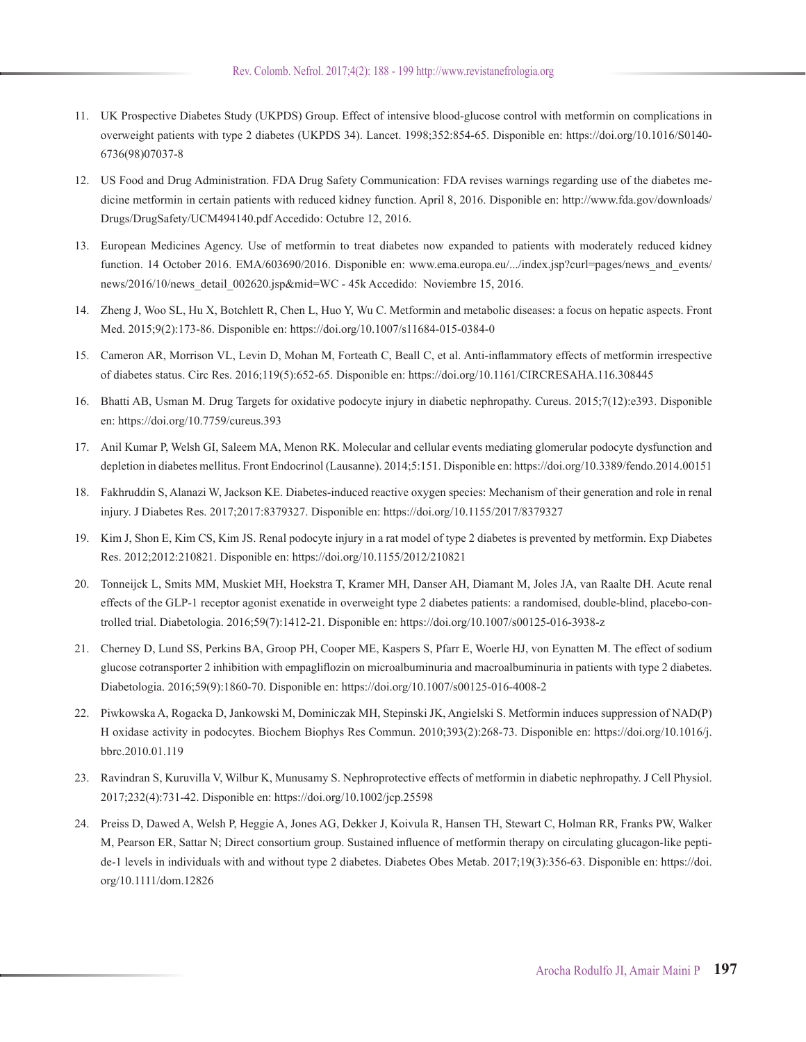11. UK Prospective Diabetes Study (UKPDS) Group. Effect of intensive blood-glucose control with metformin on complications in overweight patients with type 2 diabetes (UKPDS 34). Lancet. 1998;352:854-65. Disponible en: https://doi.org/10.1016/S0140-6736(98)07037-8

12. US Food and Drug Administration. FDA Drug Safety Communication: FDA revises warnings regarding use of the diabetes medicine metformin in certain patients with reduced kidney function. April 8, 2016. Disponible en: http://www.fda.gov/downloads/Drugs/DrugSafety/UCM494140.pdf Accedido: Octubre 12, 2016.

13. European Medicines Agency. Use of metformin to treat diabetes now expanded to patients with moderately reduced kidney function. 14 October 2016. EMA/603690/2016. Disponible en: www.ema.europa.eu/.../index.jsp?curl=pages/news_and_events/news/2016/10/news_detail_002620.jsp&mid=WC - 45k Accedido: Noviembre 15, 2016.

14. Zheng J, Woo SL, Hu X, Botchlett R, Chen L, Huo Y, Wu C. Metformin and metabolic diseases: a focus on hepatic aspects. Front Med. 2015;9(2):173-86. Disponible en: https://doi.org/10.1007/s11684-015-0384-0

15. Cameron AR, Morrison VL, Levin D, Mohan M, Forteath C, Beall C, et al. Anti-inflammatory effects of metformin irrespective of diabetes status. Circ Res. 2016;119(5):652-65. Disponible en: https://doi.org/10.1161/CIRCRESAHA.116.308445

16. Bhatti AB, Usman M. Drug Targets for oxidative podocyte injury in diabetic nephropathy. Cureus. 2015;7(12):e393. Disponible en: https://doi.org/10.7759/cureus.393

17. Anil Kumar P, Welsh GI, Saleem MA, Menon RK. Molecular and cellular events mediating glomerular podocyte dysfunction and depletion in diabetes mellitus. Front Endocrinol (Lausanne). 2014;5:151. Disponible en: https://doi.org/10.3389/fendo.2014.00151

18. Fakhruddin S, Alanazi W, Jackson KE. Diabetes-induced reactive oxygen species: Mechanism of their generation and role in renal injury. J Diabetes Res. 2017;2017:8379327. Disponible en: https://doi.org/10.1155/2017/8379327

19. Kim J, Shon E, Kim CS, Kim JS. Renal podocyte injury in a rat model of type 2 diabetes is prevented by metformin. Exp Diabetes Res. 2012;2012:210821. Disponible en: https://doi.org/10.1155/2012/210821

20. Tonneijck L, Smits MM, Muskiet MH, Hoekstra T, Kramer MH, Danser AH, Diamant M, Joles JA, van Raalte DH. Acute renal effects of the GLP-1 receptor agonist exenatide in overweight type 2 diabetes patients: a randomised, double-blind, placebo-controlled trial. Diabetologia. 2016;59(7):1412-21. Disponible en: https://doi.org/10.1007/s00125-016-3938-z

21. Cherney D, Lund SS, Perkins BA, Groop PH, Cooper ME, Kaspers S, Pfarr E, Woerle HJ, von Eynatten M. The effect of sodium glucose cotransporter 2 inhibition with empagliflozin on microalbuminuria and macroalbuminuria in patients with type 2 diabetes. Diabetologia. 2016;59(9):1860-70. Disponible en: https://doi.org/10.1007/s00125-016-4008-2

22. Piwkowska A, Rogacka D, Jankowski M, Dominiczak MH, Stepinski JK, Angielski S. Metformin induces suppression of NAD(P)H oxidase activity in podocytes. Biochem Biophys Res Commun. 2010;393(2):268-73. Disponible en: https://doi.org/10.1016/j.bbrc.2010.01.119

23. Ravindran S, Kuruvilla V, Wilbur K, Munusamy S. Nephroprotective effects of metformin in diabetic nephropathy. J Cell Physiol. 2017;232(4):731-42. Disponible en: https://doi.org/10.1002/jcp.25598

24. Preiss D, Dawed A, Welsh P, Heggie A, Jones AG, Dekker J, Koivula R, Hansen TH, Stewart C, Holman RR, Franks PW, Walker M, Pearson ER, Sattar N; Direct consortium group. Sustained influence of metformin therapy on circulating glucagon-like peptide-1 levels in individuals with and without type 2 diabetes. Diabetes Obes Metab. 2017;19(3):356-63. Disponible en: https://doi.org/10.1111/dom.12826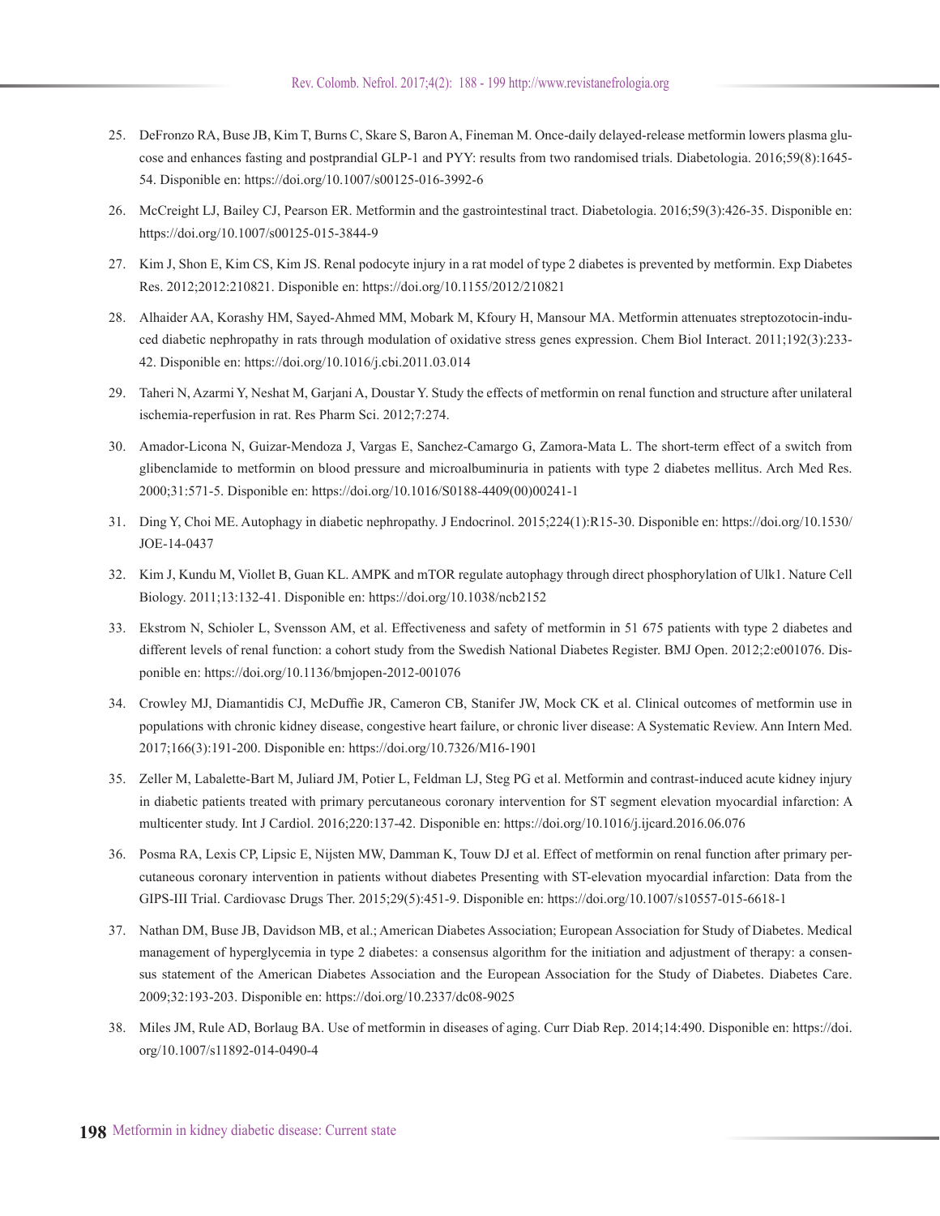25. DeFronzo RA, Buse JB, Kim T, Burns C, Skare S, Baron A, Fineman M. Once-daily delayed-release metformin lowers plasma glucose and enhances fasting and postprandial GLP-1 and PYY: results from two randomised trials. Diabetologia. 2016;59(8):1645-54. Disponible en: https://doi.org/10.1007/s00125-016-3992-6

26. McCreight LJ, Bailey CJ, Pearson ER. Metformin and the gastrointestinal tract. Diabetologia. 2016;59(3):426-35. Disponible en: https://doi.org/10.1007/s00125-015-3844-9

27. Kim J, Shon E, Kim CS, Kim JS. Renal podocyte injury in a rat model of type 2 diabetes is prevented by metformin. Exp Diabetes Res. 2012;2012:210821. Disponible en: https://doi.org/10.1155/2012/210821

28. Alhaider AA, Korashy HM, Sayed-Ahmed MM, Mobark M, Kfoury H, Mansour MA. Metformin attenuates streptozotocin-induced diabetic nephropathy in rats through modulation of oxidative stress genes expression. Chem Biol Interact. 2011;192(3):233-42. Disponible en: https://doi.org/10.1016/j.cbi.2011.03.014

29. Taheri N, Azarmi Y, Neshat M, Garjani A, Doustar Y. Study the effects of metformin on renal function and structure after unilateral ischemia-reperfusion in rat. Res Pharm Sci. 2012;7:274.

30. Amador-Licona N, Guizar-Mendoza J, Vargas E, Sanchez-Camargo G, Zamora-Mata L. The short-term effect of a switch from glibenclamide to metformin on blood pressure and microalbuminuria in patients with type 2 diabetes mellitus. Arch Med Res. 2000;31:571-5. Disponible en: https://doi.org/10.1016/S0188-4409(00)00241-1

31. Ding Y, Choi ME. Autophagy in diabetic nephropathy. J Endocrinol. 2015;224(1):R15-30. Disponible en: https://doi.org/10.1530/JOE-14-0437

32. Kim J, Kundu M, Viollet B, Guan KL. AMPK and mTOR regulate autophagy through direct phosphorylation of Ulk1. Nature Cell Biology. 2011;13:132-41. Disponible en: https://doi.org/10.1038/ncb2152

33. Ekstrom N, Schioler L, Svensson AM, et al. Effectiveness and safety of metformin in 51 675 patients with type 2 diabetes and different levels of renal function: a cohort study from the Swedish National Diabetes Register. BMJ Open. 2012;2:e001076. Disponible en: https://doi.org/10.1136/bmjopen-2012-001076

34. Crowley MJ, Diamantidis CJ, McDuffie JR, Cameron CB, Stanifer JW, Mock CK et al. Clinical outcomes of metformin use in populations with chronic kidney disease, congestive heart failure, or chronic liver disease: A Systematic Review. Ann Intern Med. 2017;166(3):191-200. Disponible en: https://doi.org/10.7326/M16-1901

35. Zeller M, Labalette-Bart M, Juliard JM, Potier L, Feldman LJ, Steg PG et al. Metformin and contrast-induced acute kidney injury in diabetic patients treated with primary percutaneous coronary intervention for ST segment elevation myocardial infarction: A multicenter study. Int J Cardiol. 2016;220:137-42. Disponible en: https://doi.org/10.1016/j.ijcard.2016.06.076

36. Posma RA, Lexis CP, Lipsic E, Nijsten MW, Damman K, Touw DJ et al. Effect of metformin on renal function after primary percutaneous coronary intervention in patients without diabetes Presenting with ST-elevation myocardial infarction: Data from the GIPS-III Trial. Cardiovasc Drugs Ther. 2015;29(5):451-9. Disponible en: https://doi.org/10.1007/s10557-015-6618-1

37. Nathan DM, Buse JB, Davidson MB, et al.; American Diabetes Association; European Association for Study of Diabetes. Medical management of hyperglycemia in type 2 diabetes: a consensus algorithm for the initiation and adjustment of therapy: a consensus statement of the American Diabetes Association and the European Association for the Study of Diabetes. Diabetes Care. 2009;32:193-203. Disponible en: https://doi.org/10.2337/dc08-9025

38. Miles JM, Rule AD, Borlaug BA. Use of metformin in diseases of aging. Curr Diab Rep. 2014;14:490. Disponible en: https://doi.org/10.1007/s11892-014-0490-4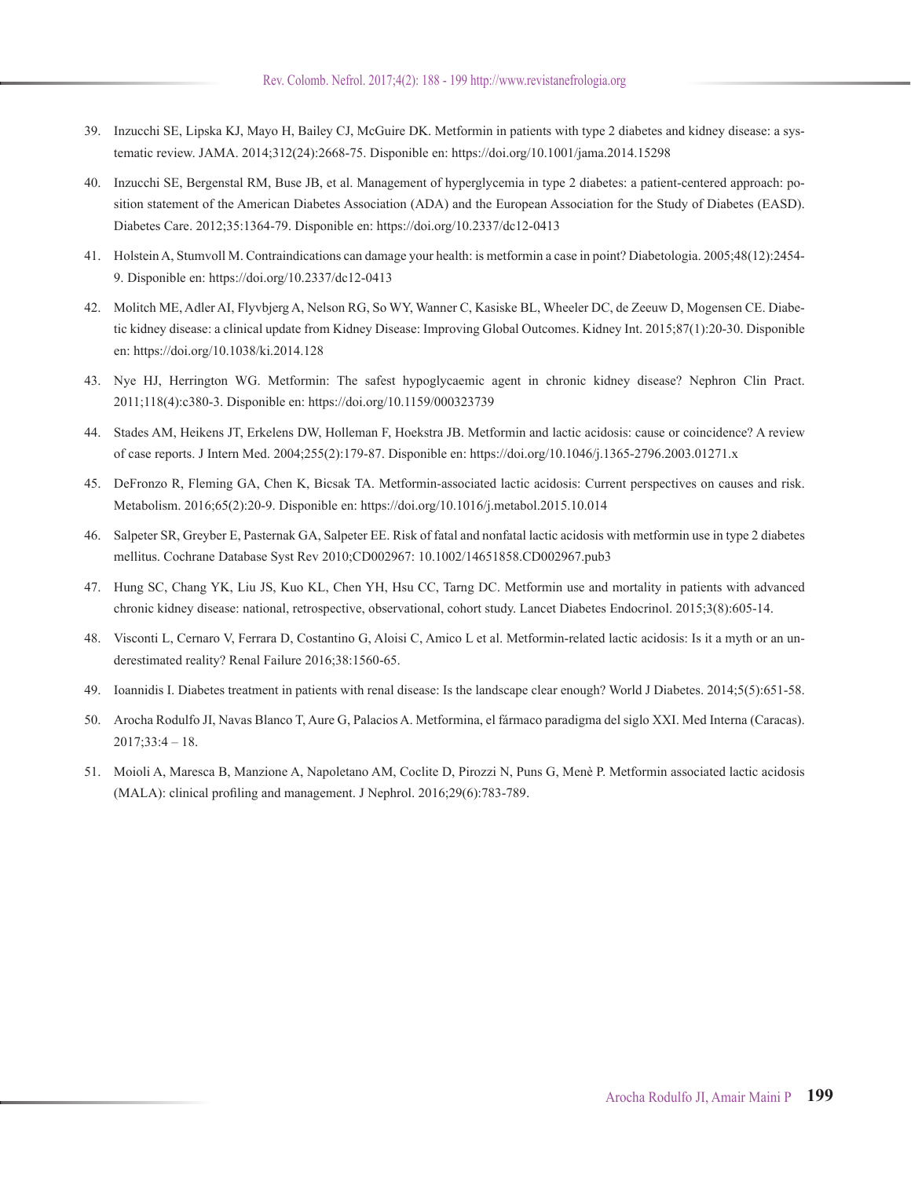39. Inzucchi SE, Lipska KJ, Mayo H, Bailey CJ, McGuire DK. Metformin in patients with type 2 diabetes and kidney disease: a systematic review. JAMA. 2014;312(24):2668-75. Disponible en: https://doi.org/10.1001/jama.2014.15298

40. Inzucchi SE, Bergenstal RM, Buse JB, et al. Management of hyperglycemia in type 2 diabetes: a patient-centered approach: position statement of the American Diabetes Association (ADA) and the European Association for the Study of Diabetes (EASD). Diabetes Care. 2012;35:1364-79. Disponible en: https://doi.org/10.2337/dc12-0413

41. Holstein A, Stumvoll M. Contraindications can damage your health: is metformin a case in point? Diabetologia. 2005;48(12):2454-9. Disponible en: https://doi.org/10.2337/dc12-0413

42. Molitch ME, Adler AI, Flyvbjerg A, Nelson RG, So WY, Wanner C, Kasiske BL, Wheeler DC, de Zeeuw D, Mogensen CE. Diabetic kidney disease: a clinical update from Kidney Disease: Improving Global Outcomes. Kidney Int. 2015;87(1):20-30. Disponible en: https://doi.org/10.1038/ki.2014.128

43. Nye HJ, Herrington WG. Metformin: The safest hypoglycaemic agent in chronic kidney disease? Nephron Clin Pract. 2011;118(4):c380-3. Disponible en: https://doi.org/10.1159/000323739

44. Stades AM, Heikens JT, Erkelens DW, Holleman F, Hoekstra JB. Metformin and lactic acidosis: cause or coincidence? A review of case reports. J Intern Med. 2004;255(2):179-87. Disponible en: https://doi.org/10.1046/j.1365-2796.2003.01271.x

45. DeFronzo R, Fleming GA, Chen K, Bicsak TA. Metformin-associated lactic acidosis: Current perspectives on causes and risk. Metabolism. 2016;65(2):20-9. Disponible en: https://doi.org/10.1016/j.metabol.2015.10.014

46. Salpeter SR, Greyber E, Pasternak GA, Salpeter EE. Risk of fatal and nonfatal lactic acidosis with metformin use in type 2 diabetes mellitus. Cochrane Database Syst Rev 2010;CD002967: 10.1002/14651858.CD002967.pub3

47. Hung SC, Chang YK, Liu JS, Kuo KL, Chen YH, Hsu CC, Tarng DC. Metformin use and mortality in patients with advanced chronic kidney disease: national, retrospective, observational, cohort study. Lancet Diabetes Endocrinol. 2015;3(8):605-14.

48. Visconti L, Cernaro V, Ferrara D, Costantino G, Aloisi C, Amico L et al. Metformin-related lactic acidosis: Is it a myth or an underestimated reality? Renal Failure 2016;38:1560-65.

49. Ioannidis I. Diabetes treatment in patients with renal disease: Is the landscape clear enough? World J Diabetes. 2014;5(5):651-58.

50. Arocha Rodulfo JI, Navas Blanco T, Aure G, Palacios A. Metformina, el fármaco paradigma del siglo XXI. Med Interna (Caracas). 2017;33:4 – 18.

51. Moioli A, Maresca B, Manzione A, Napoletano AM, Coclite D, Pirozzi N, Puns G, Menè P. Metformin associated lactic acidosis (MALA): clinical profiling and management. J Nephrol. 2016;29(6):783-789.